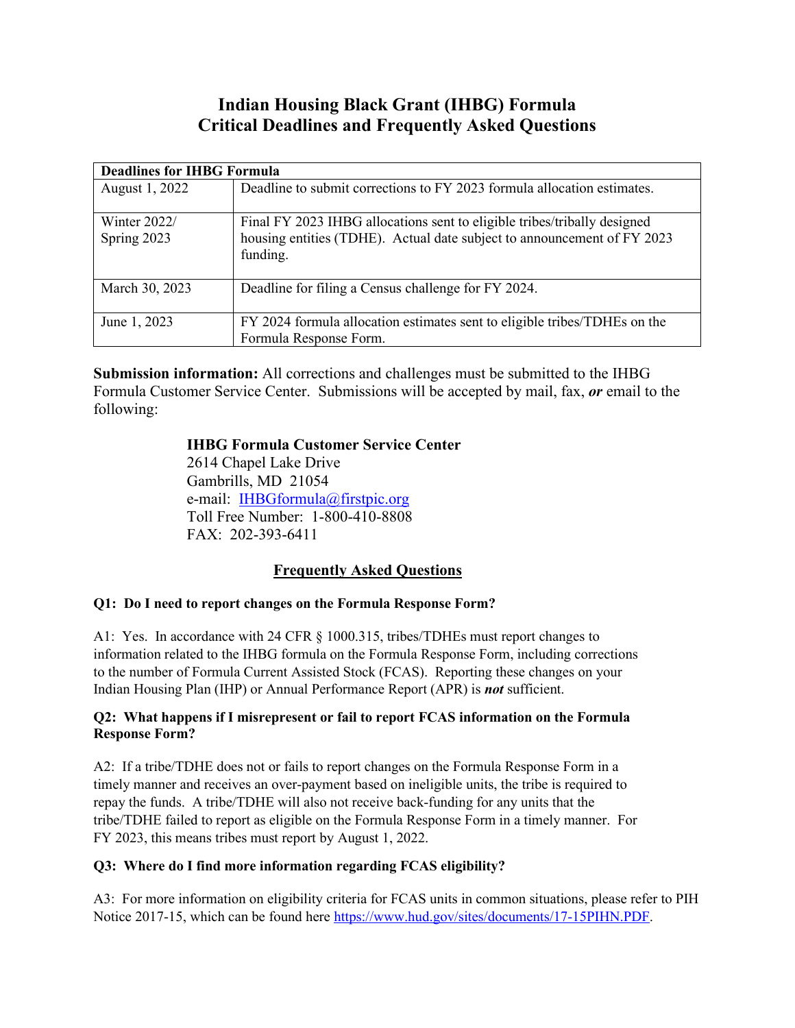# Indian Housing Black Grant (IHBG) Formula
# Critical Deadlines and Frequently Asked Questions

| Deadlines for IHBG Formula | |
|---|---|
| August 1, 2022 | Deadline to submit corrections to FY 2023 formula allocation estimates. |
| Winter 2022/ Spring 2023 | Final FY 2023 IHBG allocations sent to eligible tribes/tribally designed housing entities (TDHE). Actual date subject to announcement of FY 2023 funding. |
| March 30, 2023 | Deadline for filing a Census challenge for FY 2024. |
| June 1, 2023 | FY 2024 formula allocation estimates sent to eligible tribes/TDHEs on the Formula Response Form. |

**Submission information:** All corrections and challenges must be submitted to the IHBG Formula Customer Service Center. Submissions will be accepted by mail, fax, ***or*** email to the following:

**IHBG Formula Customer Service Center**
2614 Chapel Lake Drive
Gambrills, MD 21054
e-mail: [IHBGformula@firstpic.org](mailto:IHBGformula@firstpic.org)
Toll Free Number: 1-800-410-8808
FAX: 202-393-6411

## Frequently Asked Questions

**Q1: Do I need to report changes on the Formula Response Form?**

A1: Yes. In accordance with 24 CFR § 1000.315, tribes/TDHEs must report changes to information related to the IHBG formula on the Formula Response Form, including corrections to the number of Formula Current Assisted Stock (FCAS). Reporting these changes on your Indian Housing Plan (IHP) or Annual Performance Report (APR) is ***not*** sufficient.

**Q2: What happens if I misrepresent or fail to report FCAS information on the Formula Response Form?**

A2: If a tribe/TDHE does not or fails to report changes on the Formula Response Form in a timely manner and receives an over-payment based on ineligible units, the tribe is required to repay the funds. A tribe/TDHE will also not receive back-funding for any units that the tribe/TDHE failed to report as eligible on the Formula Response Form in a timely manner. For FY 2023, this means tribes must report by August 1, 2022.

**Q3: Where do I find more information regarding FCAS eligibility?**

A3: For more information on eligibility criteria for FCAS units in common situations, please refer to PIH Notice 2017-15, which can be found here [https://www.hud.gov/sites/documents/17-15PIHN.PDF](https://www.hud.gov/sites/documents/17-15PIHN.PDF).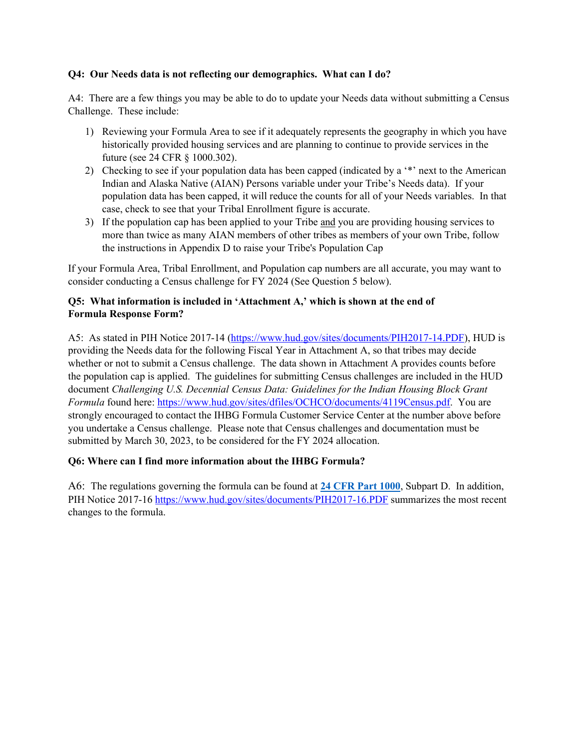**Q4: Our Needs data is not reflecting our demographics. What can I do?**

A4: There are a few things you may be able to do to update your Needs data without submitting a Census Challenge. These include:

1) Reviewing your Formula Area to see if it adequately represents the geography in which you have historically provided housing services and are planning to continue to provide services in the future (see 24 CFR § 1000.302).
2) Checking to see if your population data has been capped (indicated by a '*' next to the American Indian and Alaska Native (AIAN) Persons variable under your Tribe's Needs data). If your population data has been capped, it will reduce the counts for all of your Needs variables. In that case, check to see that your Tribal Enrollment figure is accurate.
3) If the population cap has been applied to your Tribe and you are providing housing services to more than twice as many AIAN members of other tribes as members of your own Tribe, follow the instructions in Appendix D to raise your Tribe's Population Cap

If your Formula Area, Tribal Enrollment, and Population cap numbers are all accurate, you may want to consider conducting a Census challenge for FY 2024 (See Question 5 below).

**Q5: What information is included in 'Attachment A,' which is shown at the end of Formula Response Form?**

A5: As stated in PIH Notice 2017-14 (https://www.hud.gov/sites/documents/PIH2017-14.PDF), HUD is providing the Needs data for the following Fiscal Year in Attachment A, so that tribes may decide whether or not to submit a Census challenge. The data shown in Attachment A provides counts before the population cap is applied. The guidelines for submitting Census challenges are included in the HUD document *Challenging U.S. Decennial Census Data: Guidelines for the Indian Housing Block Grant Formula* found here: https://www.hud.gov/sites/dfiles/OCHCO/documents/4119Census.pdf. You are strongly encouraged to contact the IHBG Formula Customer Service Center at the number above before you undertake a Census challenge. Please note that Census challenges and documentation must be submitted by March 30, 2023, to be considered for the FY 2024 allocation.

**Q6: Where can I find more information about the IHBG Formula?**

A6: The regulations governing the formula can be found at **24 CFR Part 1000**, Subpart D. In addition, PIH Notice 2017-16 https://www.hud.gov/sites/documents/PIH2017-16.PDF summarizes the most recent changes to the formula.